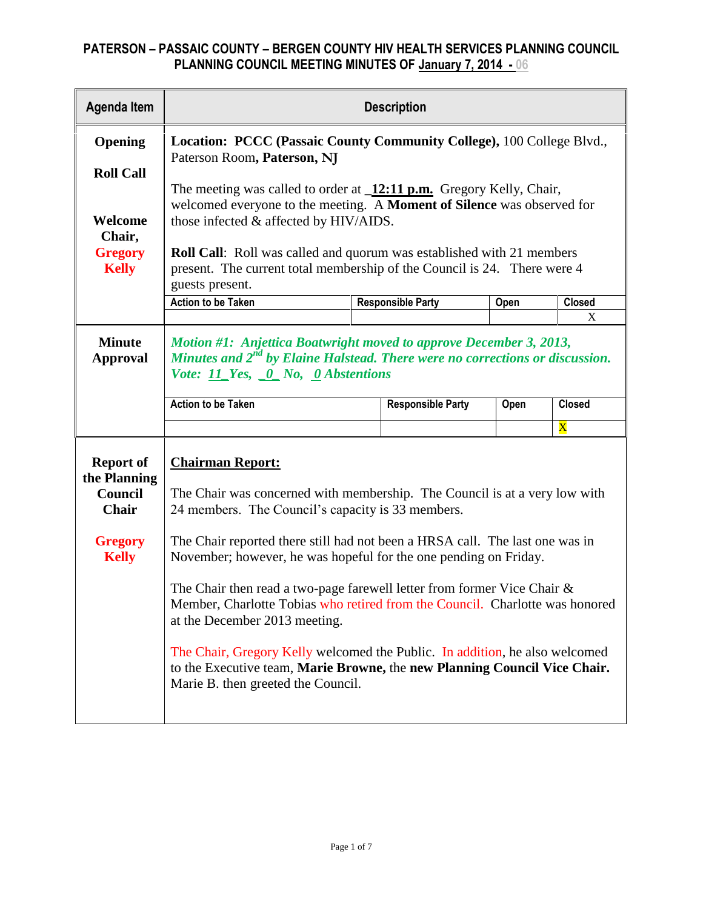# PATERSON – PASSAIC COUNTY – BERGEN COUNTY HIV HEALTH SERVICES PLANNING COUNCIL
## PLANNING COUNCIL MEETING MINUTES OF January 7, 2014 - 06

| Agenda Item | Description |
|---|---|
| **Opening**<br><br>**Roll Call**<br><br>**Welcome Chair, Gregory Kelly** | **Location: PCCC (Passaic County Community College),** 100 College Blvd., Paterson Room**, Paterson, NJ**<br><br>The meeting was called to order at **12:11 p.m.** Gregory Kelly, Chair, welcomed everyone to the meeting. A **Moment of Silence** was observed for those infected & affected by HIV/AIDS.<br><br>**Roll Call**: Roll was called and quorum was established with 21 members present. The current total membership of the Council is 24. There were 4 guests present. |

| Action to be Taken | Responsible Party | Open | Closed |
|---|---|---|---|
| | | | X |

| Agenda Item | Description |
|---|---|
| **Minute Approval** | ***Motion #1: Anjettica Boatwright moved to approve December 3, 2013, Minutes and 2nd by Elaine Halstead. There were no corrections or discussion. Vote: 11 Yes, 0 No, 0 Abstentions*** |

| Action to be Taken | Responsible Party | Open | Closed |
|---|---|---|---|
| | | | X |

| Agenda Item | Description |
|---|---|
| **Report of the Planning Council Chair**<br><br>**Gregory Kelly** | **Chairman Report:**<br><br>The Chair was concerned with membership. The Council is at a very low with 24 members. The Council's capacity is 33 members.<br><br>The Chair reported there still had not been a HRSA call. The last one was in November; however, he was hopeful for the one pending on Friday.<br><br>The Chair then read a two-page farewell letter from former Vice Chair & Member, Charlotte Tobias who retired from the Council. Charlotte was honored at the December 2013 meeting.<br><br>The Chair, Gregory Kelly welcomed the Public. In addition, he also welcomed to the Executive team, **Marie Browne,** the **new Planning Council Vice Chair.** Marie B. then greeted the Council. |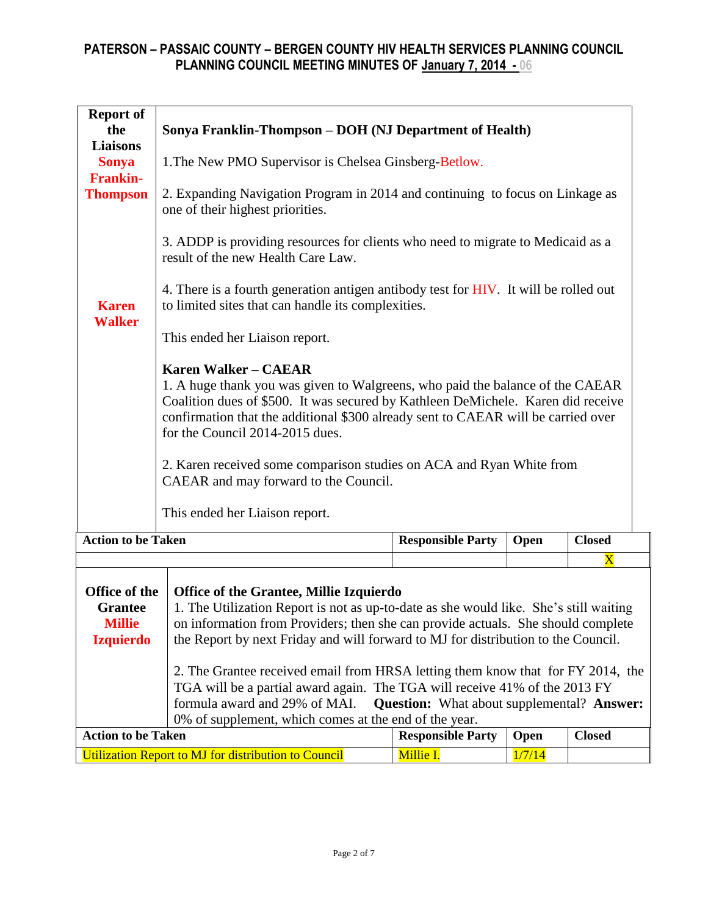**PATERSON – PASSAIC COUNTY – BERGEN COUNTY HIV HEALTH SERVICES PLANNING COUNCIL**
**PLANNING COUNCIL MEETING MINUTES OF January 7, 2014 - 06**

| **Report of the Liaisons** | |
|---|---|
| **Sonya Frankin-Thompson** | **Sonya Franklin-Thompson – DOH (NJ Department of Health)**<br><br>1.The New PMO Supervisor is Chelsea Ginsberg-Betlow.<br><br>2. Expanding Navigation Program in 2014 and continuing to focus on Linkage as one of their highest priorities.<br><br>3. ADDP is providing resources for clients who need to migrate to Medicaid as a result of the new Health Care Law.<br><br>4. There is a fourth generation antigen antibody test for HIV. It will be rolled out to limited sites that can handle its complexities.<br><br>This ended her Liaison report. |
| **Karen Walker** | **Karen Walker – CAEAR**<br>1. A huge thank you was given to Walgreens, who paid the balance of the CAEAR Coalition dues of $500. It was secured by Kathleen DeMichele. Karen did receive confirmation that the additional $300 already sent to CAEAR will be carried over for the Council 2014-2015 dues.<br><br>2. Karen received some comparison studies on ACA and Ryan White from CAEAR and may forward to the Council.<br><br>This ended her Liaison report. |

| Action to be Taken | Responsible Party | Open | Closed |
|---|---|---|---|
| | | | X |

| **Office of the Grantee Millie Izquierdo** | **Office of the Grantee, Millie Izquierdo**<br>1. The Utilization Report is not as up-to-date as she would like. She's still waiting on information from Providers; then she can provide actuals. She should complete the Report by next Friday and will forward to MJ for distribution to the Council.<br><br>2. The Grantee received email from HRSA letting them know that for FY 2014, the TGA will be a partial award again. The TGA will receive 41% of the 2013 FY formula award and 29% of MAI. **Question:** What about supplemental? **Answer:** 0% of supplement, which comes at the end of the year. |
|---|---|

| Action to be Taken | Responsible Party | Open | Closed |
|---|---|---|---|
| Utilization Report to MJ for distribution to Council | Millie I. | 1/7/14 | |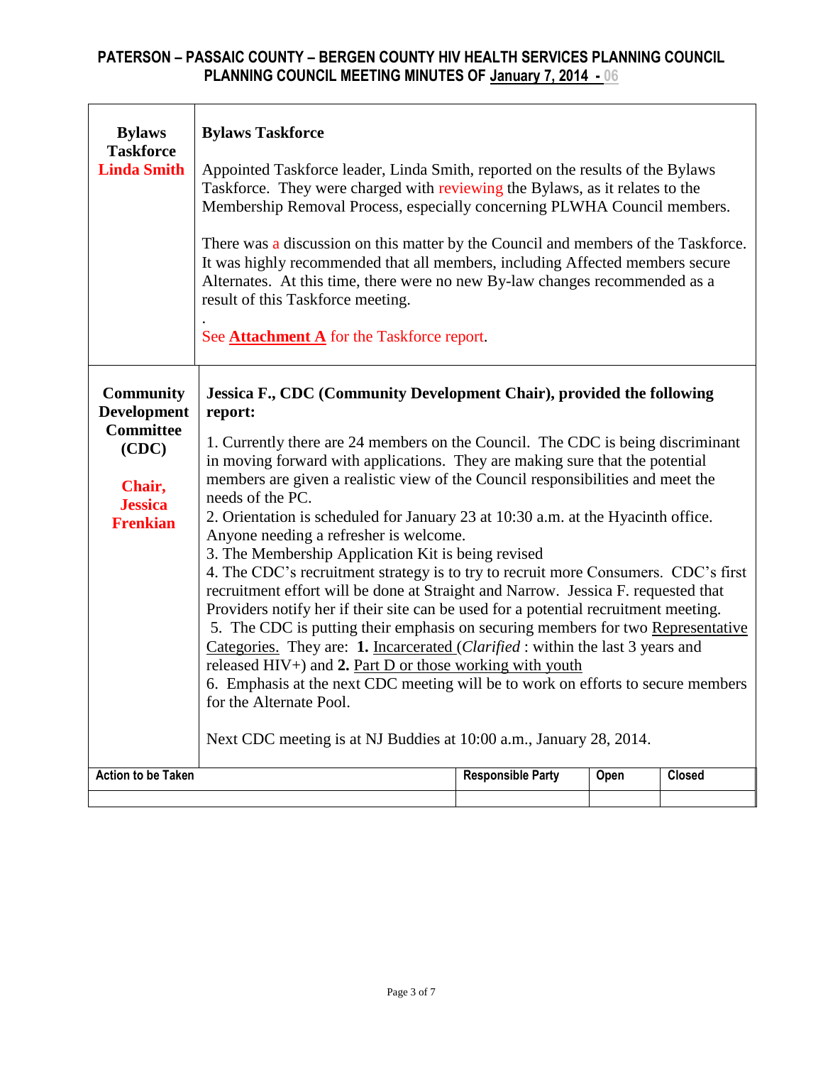| Bylaws Taskforce **Linda Smith** | **Bylaws Taskforce**<br><br>Appointed Taskforce leader, Linda Smith, reported on the results of the Bylaws Taskforce. They were charged with reviewing the Bylaws, as it relates to the Membership Removal Process, especially concerning PLWHA Council members.<br><br>There was a discussion on this matter by the Council and members of the Taskforce. It was highly recommended that all members, including Affected members secure Alternates. At this time, there were no new By-law changes recommended as a result of this Taskforce meeting.<br>.<br>See **Attachment A** for the Taskforce report. |
|---|---|
| Community Development Committee (CDC)<br><br>**Chair, Jessica Frenkian** | **Jessica F., CDC (Community Development Chair), provided the following report:**<br><br>1. Currently there are 24 members on the Council. The CDC is being discriminant in moving forward with applications. They are making sure that the potential members are given a realistic view of the Council responsibilities and meet the needs of the PC.<br>2. Orientation is scheduled for January 23 at 10:30 a.m. at the Hyacinth office. Anyone needing a refresher is welcome.<br>3. The Membership Application Kit is being revised<br>4. The CDC's recruitment strategy is to try to recruit more Consumers. CDC's first recruitment effort will be done at Straight and Narrow. Jessica F. requested that Providers notify her if their site can be used for a potential recruitment meeting.<br>5. The CDC is putting their emphasis on securing members for two Representative Categories. They are: **1.** Incarcerated (*Clarified* : within the last 3 years and released HIV+) and **2.** Part D or those working with youth<br>6. Emphasis at the next CDC meeting will be to work on efforts to secure members for the Alternate Pool.<br><br>Next CDC meeting is at NJ Buddies at 10:00 a.m., January 28, 2014. |

| Action to be Taken | Responsible Party | Open | Closed |
|---|---|---|---|
| | | | |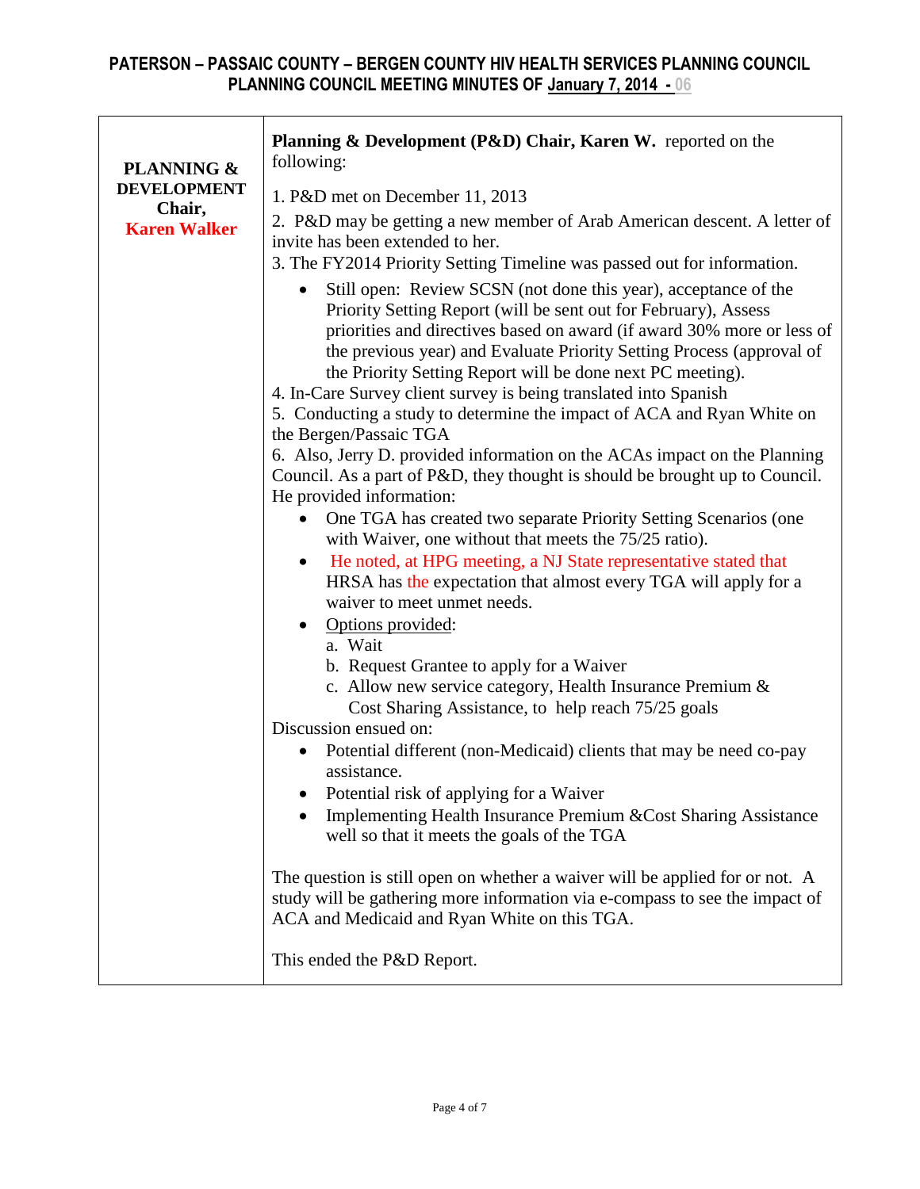| PLANNING & DEVELOPMENT Chair, Karen Walker | **Planning & Development (P&D) Chair, Karen W.** reported on the following:<br><br>1. P&D met on December 11, 2013<br>2. P&D may be getting a new member of Arab American descent. A letter of invite has been extended to her.<br>3. The FY2014 Priority Setting Timeline was passed out for information.<br>• Still open: Review SCSN (not done this year), acceptance of the Priority Setting Report (will be sent out for February), Assess priorities and directives based on award (if award 30% more or less of the previous year) and Evaluate Priority Setting Process (approval of the Priority Setting Report will be done next PC meeting).<br>4. In-Care Survey client survey is being translated into Spanish<br>5. Conducting a study to determine the impact of ACA and Ryan White on the Bergen/Passaic TGA<br>6. Also, Jerry D. provided information on the ACAs impact on the Planning Council. As a part of P&D, they thought is should be brought up to Council. He provided information:<br>• One TGA has created two separate Priority Setting Scenarios (one with Waiver, one without that meets the 75/25 ratio).<br>• He noted, at HPG meeting, a NJ State representative stated that HRSA has the expectation that almost every TGA will apply for a waiver to meet unmet needs.<br>• Options provided:<br>a. Wait<br>b. Request Grantee to apply for a Waiver<br>c. Allow new service category, Health Insurance Premium & Cost Sharing Assistance, to help reach 75/25 goals<br>Discussion ensued on:<br>• Potential different (non-Medicaid) clients that may be need co-pay assistance.<br>• Potential risk of applying for a Waiver<br>• Implementing Health Insurance Premium &Cost Sharing Assistance well so that it meets the goals of the TGA<br><br>The question is still open on whether a waiver will be applied for or not. A study will be gathering more information via e-compass to see the impact of ACA and Medicaid and Ryan White on this TGA.<br><br>This ended the P&D Report. |
|---|---|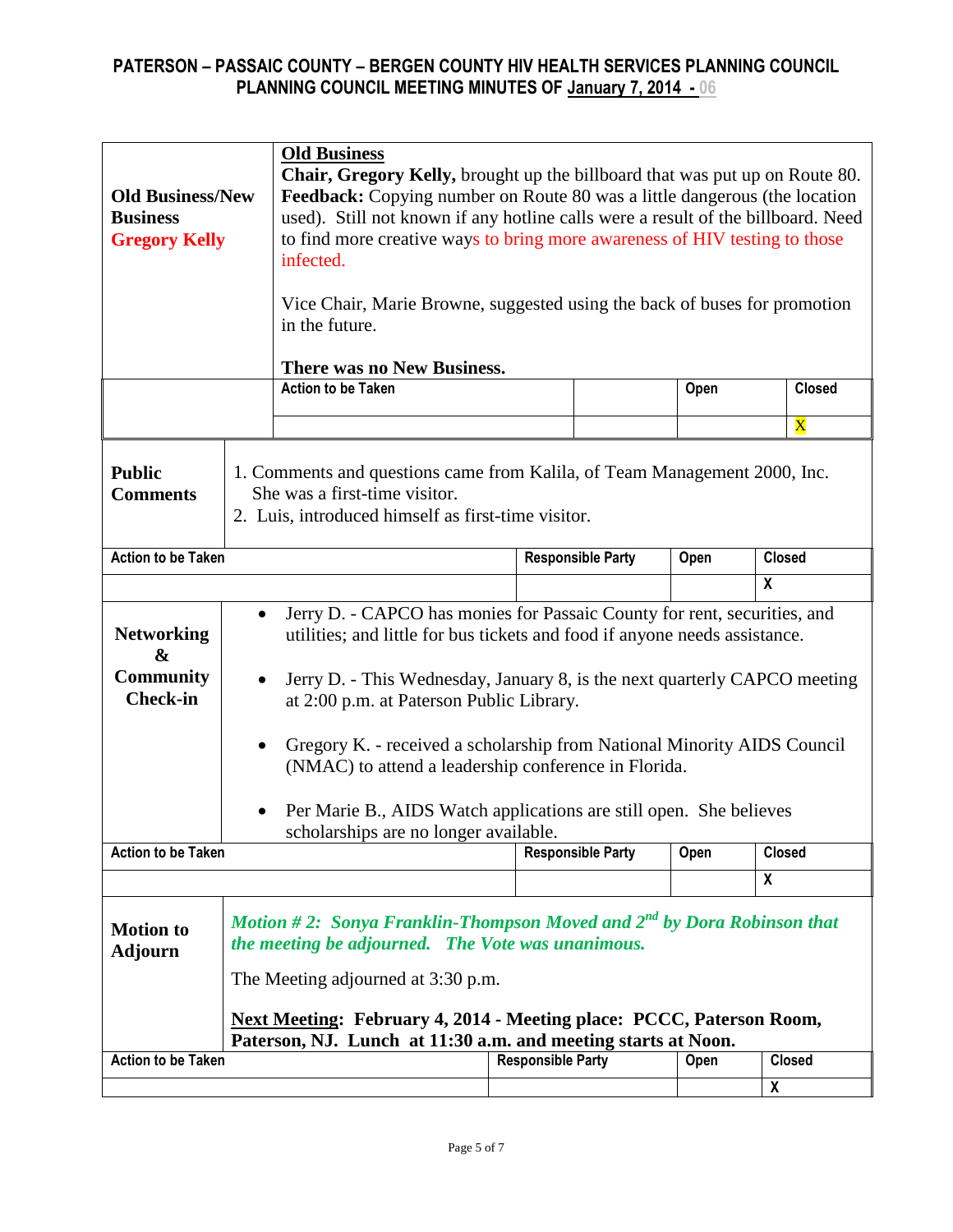# PATERSON – PASSAIC COUNTY – BERGEN COUNTY HIV HEALTH SERVICES PLANNING COUNCIL
## PLANNING COUNCIL MEETING MINUTES OF January 7, 2014 - 06

| | |
|---|---|
| **Old Business/New Business** **Gregory Kelly** | **Old Business** **Chair, Gregory Kelly,** brought up the billboard that was put up on Route 80. **Feedback:** Copying number on Route 80 was a little dangerous (the location used). Still not known if any hotline calls were a result of the billboard. Need to find more creative ways to bring more awareness of HIV testing to those infected. <br><br> Vice Chair, Marie Browne, suggested using the back of buses for promotion in the future. <br><br> **There was no New Business.** |

| Action to be Taken | | Open | Closed |
|---|---|---|---|
| | | | X |

| | |
|---|---|
| **Public Comments** | 1. Comments and questions came from Kalila, of Team Management 2000, Inc. She was a first-time visitor. <br> 2. Luis, introduced himself as first-time visitor. |

| Action to be Taken | Responsible Party | Open | Closed |
|---|---|---|---|
| | | | X |

| | |
|---|---|
| **Networking & Community Check-in** | • Jerry D. - CAPCO has monies for Passaic County for rent, securities, and utilities; and little for bus tickets and food if anyone needs assistance. <br><br> • Jerry D. - This Wednesday, January 8, is the next quarterly CAPCO meeting at 2:00 p.m. at Paterson Public Library. <br><br> • Gregory K. - received a scholarship from National Minority AIDS Council (NMAC) to attend a leadership conference in Florida. <br><br> • Per Marie B., AIDS Watch applications are still open. She believes scholarships are no longer available. |

| Action to be Taken | Responsible Party | Open | Closed |
|---|---|---|---|
| | | | X |

| | |
|---|---|
| **Motion to Adjourn** | ***Motion # 2: Sonya Franklin-Thompson Moved and 2nd by Dora Robinson that the meeting be adjourned. The Vote was unanimous.*** <br><br> The Meeting adjourned at 3:30 p.m. <br><br> **Next Meeting: February 4, 2014 - Meeting place: PCCC, Paterson Room, Paterson, NJ. Lunch at 11:30 a.m. and meeting starts at Noon.** |

| Action to be Taken | Responsible Party | Open | Closed |
|---|---|---|---|
| | | | X |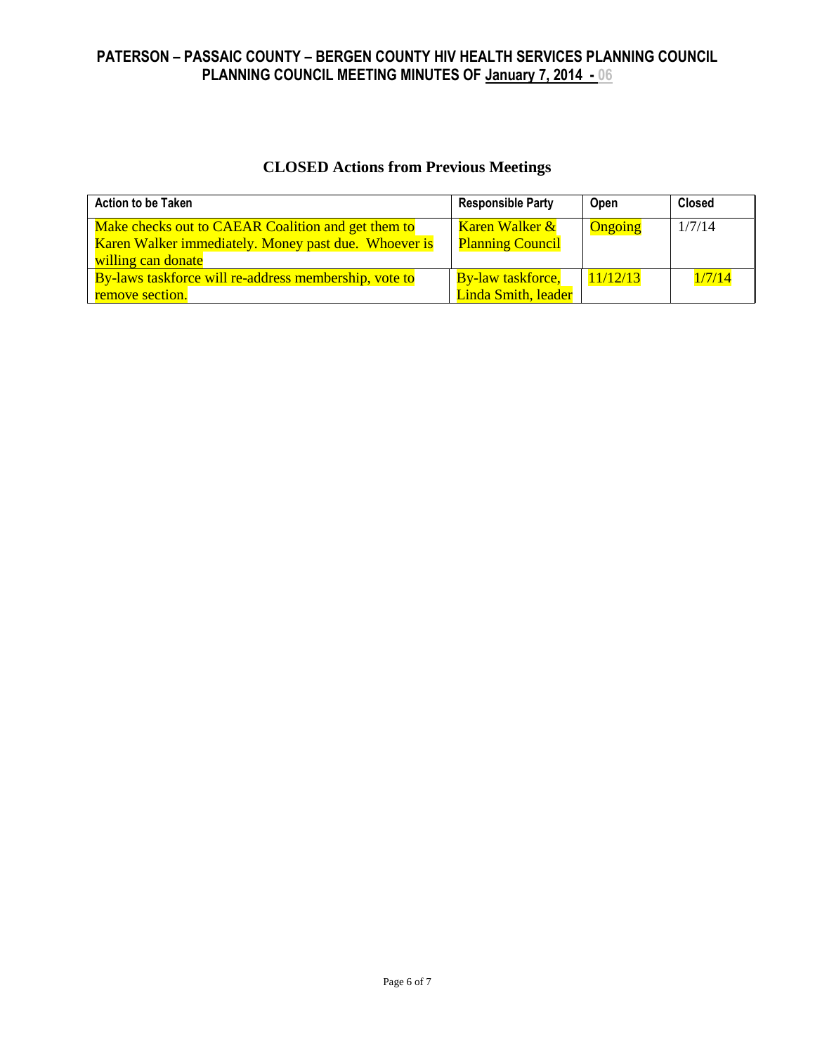## CLOSED Actions from Previous Meetings

| Action to be Taken | Responsible Party | Open | Closed |
|---|---|---|---|
| Make checks out to CAEAR Coalition and get them to Karen Walker immediately. Money past due. Whoever is willing can donate | Karen Walker & Planning Council | Ongoing | 1/7/14 |
| By-laws taskforce will re-address membership, vote to remove section. | By-law taskforce, Linda Smith, leader | 11/12/13 | 1/7/14 |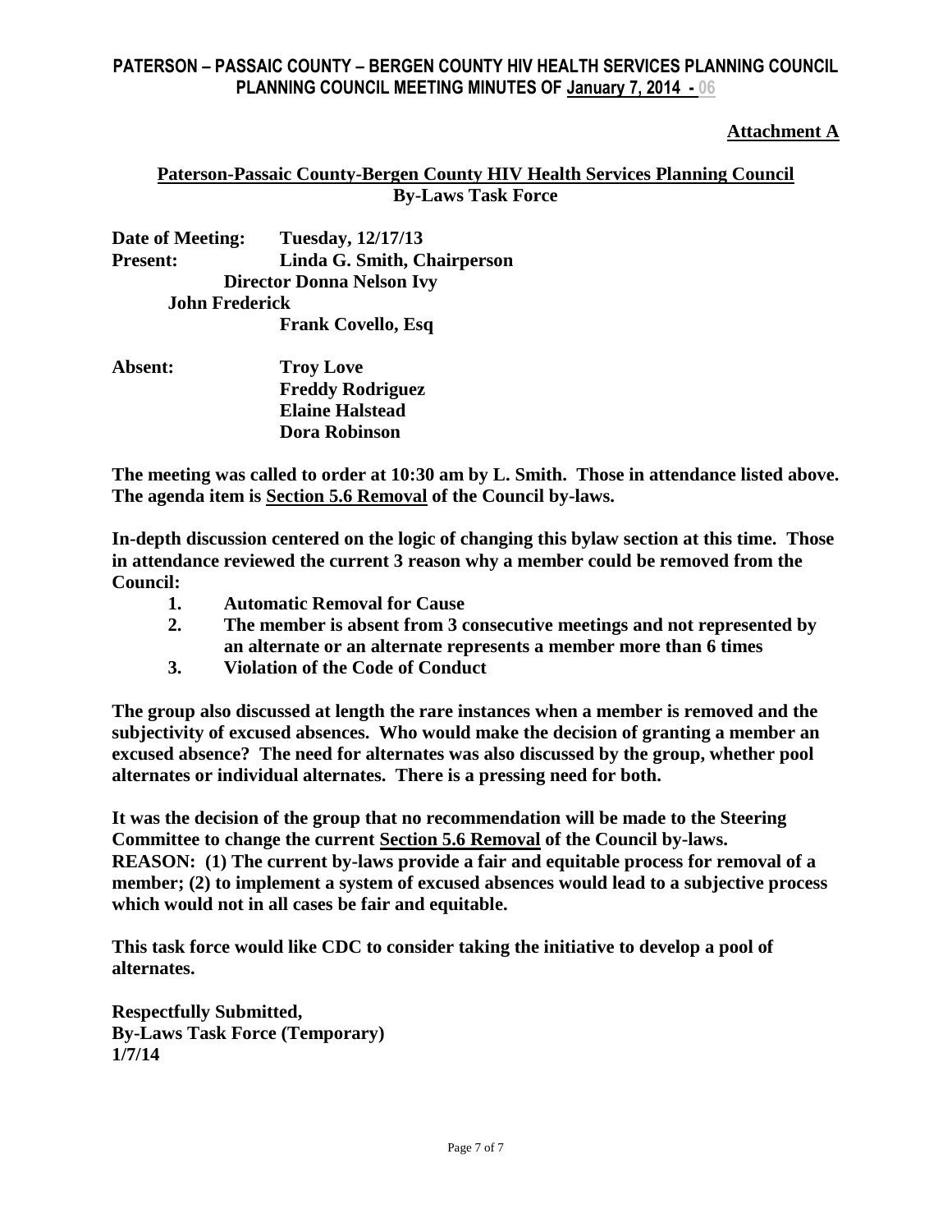**Attachment A**

**Paterson-Passaic County-Bergen County HIV Health Services Planning Council**
**By-Laws Task Force**

**Date of Meeting:** **Tuesday, 12/17/13**
**Present:** **Linda G. Smith, Chairperson**
**Director Donna Nelson Ivy**
**John Frederick**
**Frank Covello, Esq**

**Absent:** **Troy Love**
**Freddy Rodriguez**
**Elaine Halstead**
**Dora Robinson**

**The meeting was called to order at 10:30 am by L. Smith. Those in attendance listed above. The agenda item is Section 5.6 Removal of the Council by-laws.**

**In-depth discussion centered on the logic of changing this bylaw section at this time. Those in attendance reviewed the current 3 reason why a member could be removed from the Council:**

1. **Automatic Removal for Cause**
2. **The member is absent from 3 consecutive meetings and not represented by an alternate or an alternate represents a member more than 6 times**
3. **Violation of the Code of Conduct**

**The group also discussed at length the rare instances when a member is removed and the subjectivity of excused absences. Who would make the decision of granting a member an excused absence? The need for alternates was also discussed by the group, whether pool alternates or individual alternates. There is a pressing need for both.**

**It was the decision of the group that no recommendation will be made to the Steering Committee to change the current Section 5.6 Removal of the Council by-laws.**
**REASON: (1) The current by-laws provide a fair and equitable process for removal of a member; (2) to implement a system of excused absences would lead to a subjective process which would not in all cases be fair and equitable.**

**This task force would like CDC to consider taking the initiative to develop a pool of alternates.**

**Respectfully Submitted,**
**By-Laws Task Force (Temporary)**
**1/7/14**